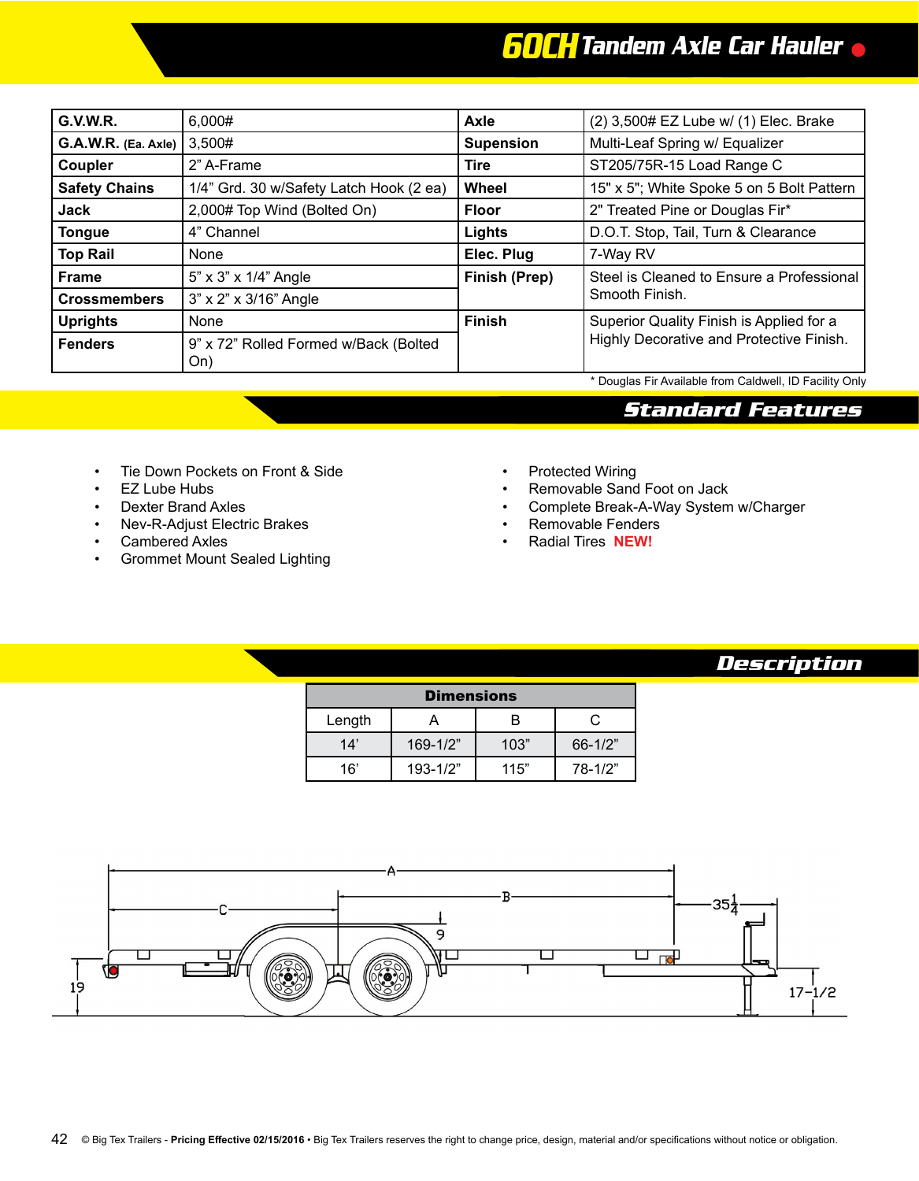# 60CH Tandem Axle Car Hauler

| G.V.W.R. | 6,000# | Axle | (2) 3,500# EZ Lube w/ (1) Elec. Brake |
|---|---|---|---|
| G.A.W.R. (Ea. Axle) | 3,500# | Supension | Multi-Leaf Spring w/ Equalizer |
| Coupler | 2" A-Frame | Tire | ST205/75R-15 Load Range C |
| Safety Chains | 1/4" Grd. 30 w/Safety Latch Hook (2 ea) | Wheel | 15" x 5"; White Spoke 5 on 5 Bolt Pattern |
| Jack | 2,000# Top Wind (Bolted On) | Floor | 2" Treated Pine or Douglas Fir* |
| Tongue | 4" Channel | Lights | D.O.T. Stop, Tail, Turn & Clearance |
| Top Rail | None | Elec. Plug | 7-Way RV |
| Frame | 5" x 3" x 1/4" Angle | Finish (Prep) | Steel is Cleaned to Ensure a Professional Smooth Finish. |
| Crossmembers | 3" x 2" x 3/16" Angle | | |
| Uprights | None | Finish | Superior Quality Finish is Applied for a Highly Decorative and Protective Finish. |
| Fenders | 9" x 72" Rolled Formed w/Back (Bolted On) | | |

\* Douglas Fir Available from Caldwell, ID Facility Only

## Standard Features

- Tie Down Pockets on Front & Side
- EZ Lube Hubs
- Dexter Brand Axles
- Nev-R-Adjust Electric Brakes
- Cambered Axles
- Grommet Mount Sealed Lighting
- Protected Wiring
- Removable Sand Foot on Jack
- Complete Break-A-Way System w/Charger
- Removable Fenders
- Radial Tires **NEW!**

## Description

| Dimensions | | | |
|---|---|---|---|
| Length | A | B | C |
| 14' | 169-1/2" | 103" | 66-1/2" |
| 16' | 193-1/2" | 115" | 78-1/2" |

A B C 9 35 1/4 19 17-1/2

© Big Tex Trailers - **Pricing Effective 02/15/2016** • Big Tex Trailers reserves the right to change price, design, material and/or specifications without notice or obligation.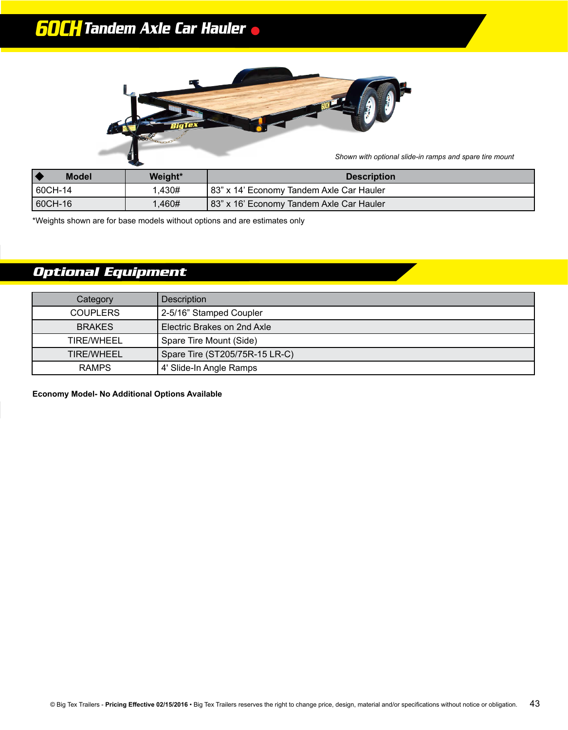# 60CH Tandem Axle Car Hauler ●

*Shown with optional slide-in ramps and spare tire mount*

| ◆ Model | Weight* | Description |
| --- | --- | --- |
| 60CH-14 | 1,430# | 83” x 14’ Economy Tandem Axle Car Hauler |
| 60CH-16 | 1,460# | 83” x 16’ Economy Tandem Axle Car Hauler |

*Weights shown are for base models without options and are estimates only

## Optional Equipment

| Category | Description |
| --- | --- |
| COUPLERS | 2-5/16” Stamped Coupler |
| BRAKES | Electric Brakes on 2nd Axle |
| TIRE/WHEEL | Spare Tire Mount (Side) |
| TIRE/WHEEL | Spare Tire (ST205/75R-15 LR-C) |
| RAMPS | 4' Slide-In Angle Ramps |

**Economy Model- No Additional Options Available**

© Big Tex Trailers - **Pricing Effective 02/15/2016** • Big Tex Trailers reserves the right to change price, design, material and/or specifications without notice or obligation.